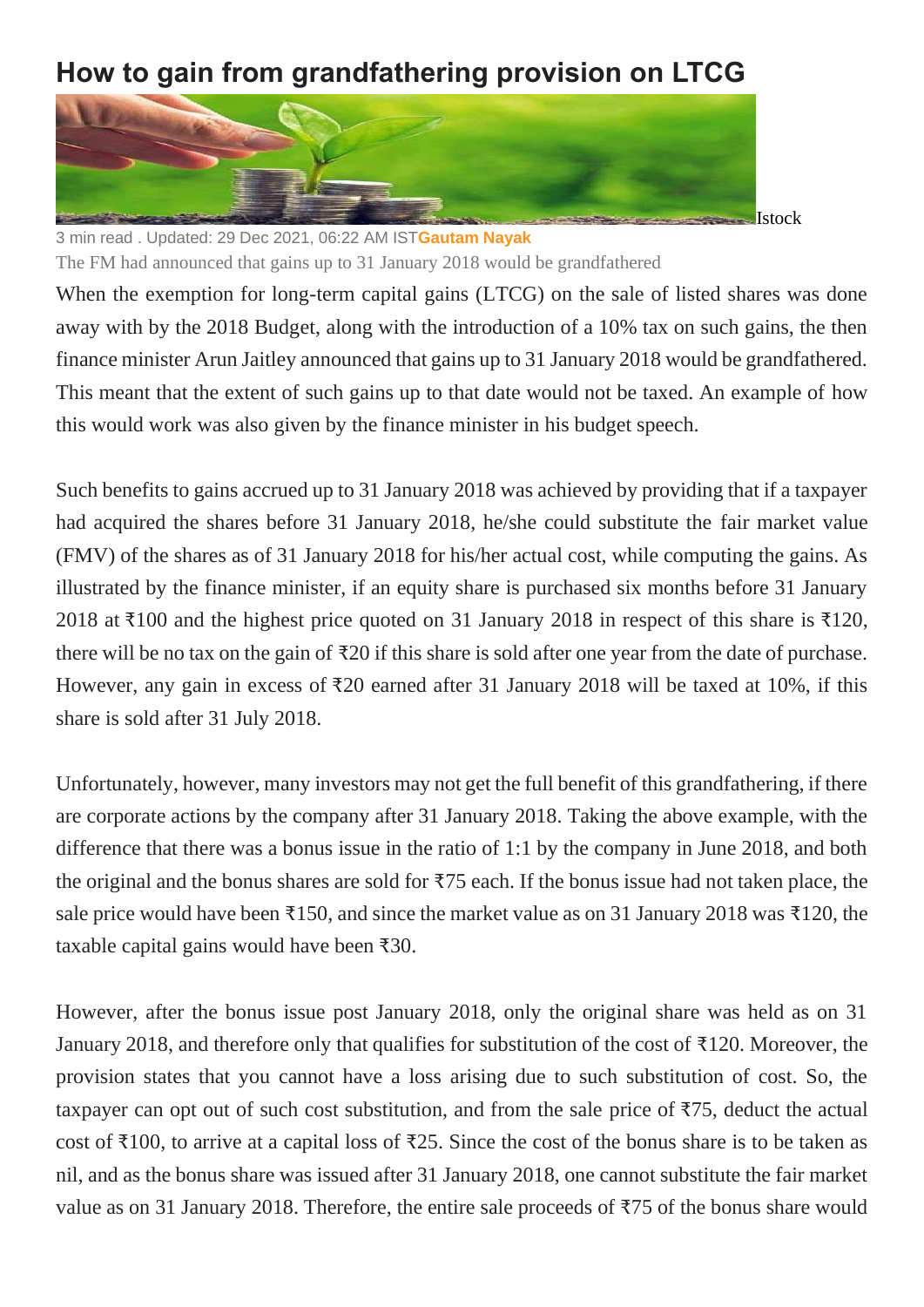# How to gain from grandfathering provision on LTCG

Istock

3 min read . Updated: 29 Dec 2021, 06:22 AM IST **Gautam Nayak**

The FM had announced that gains up to 31 January 2018 would be grandfathered

When the exemption for long-term capital gains (LTCG) on the sale of listed shares was done away with by the 2018 Budget, along with the introduction of a 10% tax on such gains, the then finance minister Arun Jaitley announced that gains up to 31 January 2018 would be grandfathered. This meant that the extent of such gains up to that date would not be taxed. An example of how this would work was also given by the finance minister in his budget speech.

Such benefits to gains accrued up to 31 January 2018 was achieved by providing that if a taxpayer had acquired the shares before 31 January 2018, he/she could substitute the fair market value (FMV) of the shares as of 31 January 2018 for his/her actual cost, while computing the gains. As illustrated by the finance minister, if an equity share is purchased six months before 31 January 2018 at ₹100 and the highest price quoted on 31 January 2018 in respect of this share is ₹120, there will be no tax on the gain of ₹20 if this share is sold after one year from the date of purchase. However, any gain in excess of ₹20 earned after 31 January 2018 will be taxed at 10%, if this share is sold after 31 July 2018.

Unfortunately, however, many investors may not get the full benefit of this grandfathering, if there are corporate actions by the company after 31 January 2018. Taking the above example, with the difference that there was a bonus issue in the ratio of 1:1 by the company in June 2018, and both the original and the bonus shares are sold for ₹75 each. If the bonus issue had not taken place, the sale price would have been ₹150, and since the market value as on 31 January 2018 was ₹120, the taxable capital gains would have been ₹30.

However, after the bonus issue post January 2018, only the original share was held as on 31 January 2018, and therefore only that qualifies for substitution of the cost of ₹120. Moreover, the provision states that you cannot have a loss arising due to such substitution of cost. So, the taxpayer can opt out of such cost substitution, and from the sale price of ₹75, deduct the actual cost of ₹100, to arrive at a capital loss of ₹25. Since the cost of the bonus share is to be taken as nil, and as the bonus share was issued after 31 January 2018, one cannot substitute the fair market value as on 31 January 2018. Therefore, the entire sale proceeds of ₹75 of the bonus share would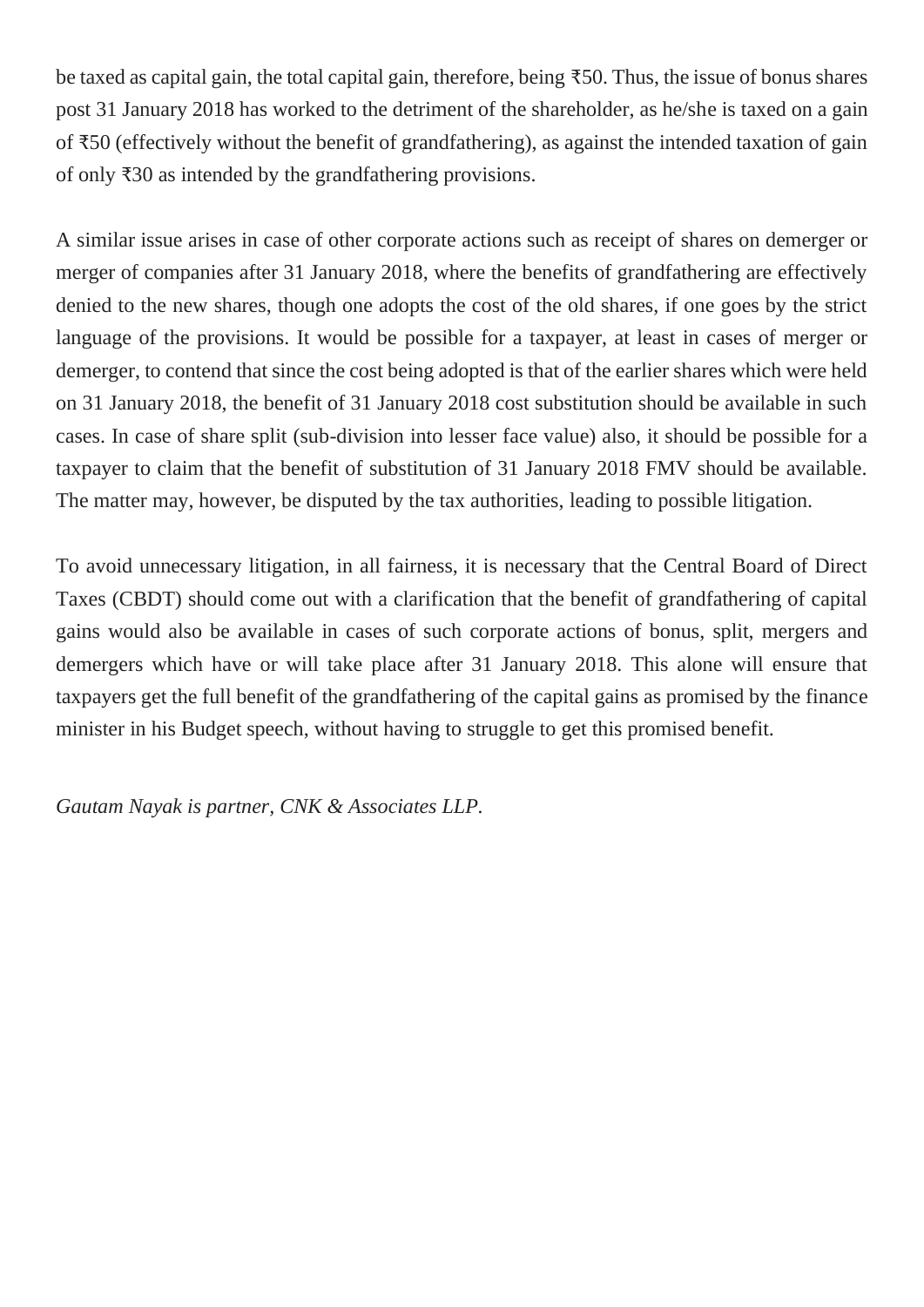be taxed as capital gain, the total capital gain, therefore, being ₹50. Thus, the issue of bonus shares post 31 January 2018 has worked to the detriment of the shareholder, as he/she is taxed on a gain of ₹50 (effectively without the benefit of grandfathering), as against the intended taxation of gain of only ₹30 as intended by the grandfathering provisions.

A similar issue arises in case of other corporate actions such as receipt of shares on demerger or merger of companies after 31 January 2018, where the benefits of grandfathering are effectively denied to the new shares, though one adopts the cost of the old shares, if one goes by the strict language of the provisions. It would be possible for a taxpayer, at least in cases of merger or demerger, to contend that since the cost being adopted is that of the earlier shares which were held on 31 January 2018, the benefit of 31 January 2018 cost substitution should be available in such cases. In case of share split (sub-division into lesser face value) also, it should be possible for a taxpayer to claim that the benefit of substitution of 31 January 2018 FMV should be available. The matter may, however, be disputed by the tax authorities, leading to possible litigation.

To avoid unnecessary litigation, in all fairness, it is necessary that the Central Board of Direct Taxes (CBDT) should come out with a clarification that the benefit of grandfathering of capital gains would also be available in cases of such corporate actions of bonus, split, mergers and demergers which have or will take place after 31 January 2018. This alone will ensure that taxpayers get the full benefit of the grandfathering of the capital gains as promised by the finance minister in his Budget speech, without having to struggle to get this promised benefit.

*Gautam Nayak is partner, CNK & Associates LLP.*